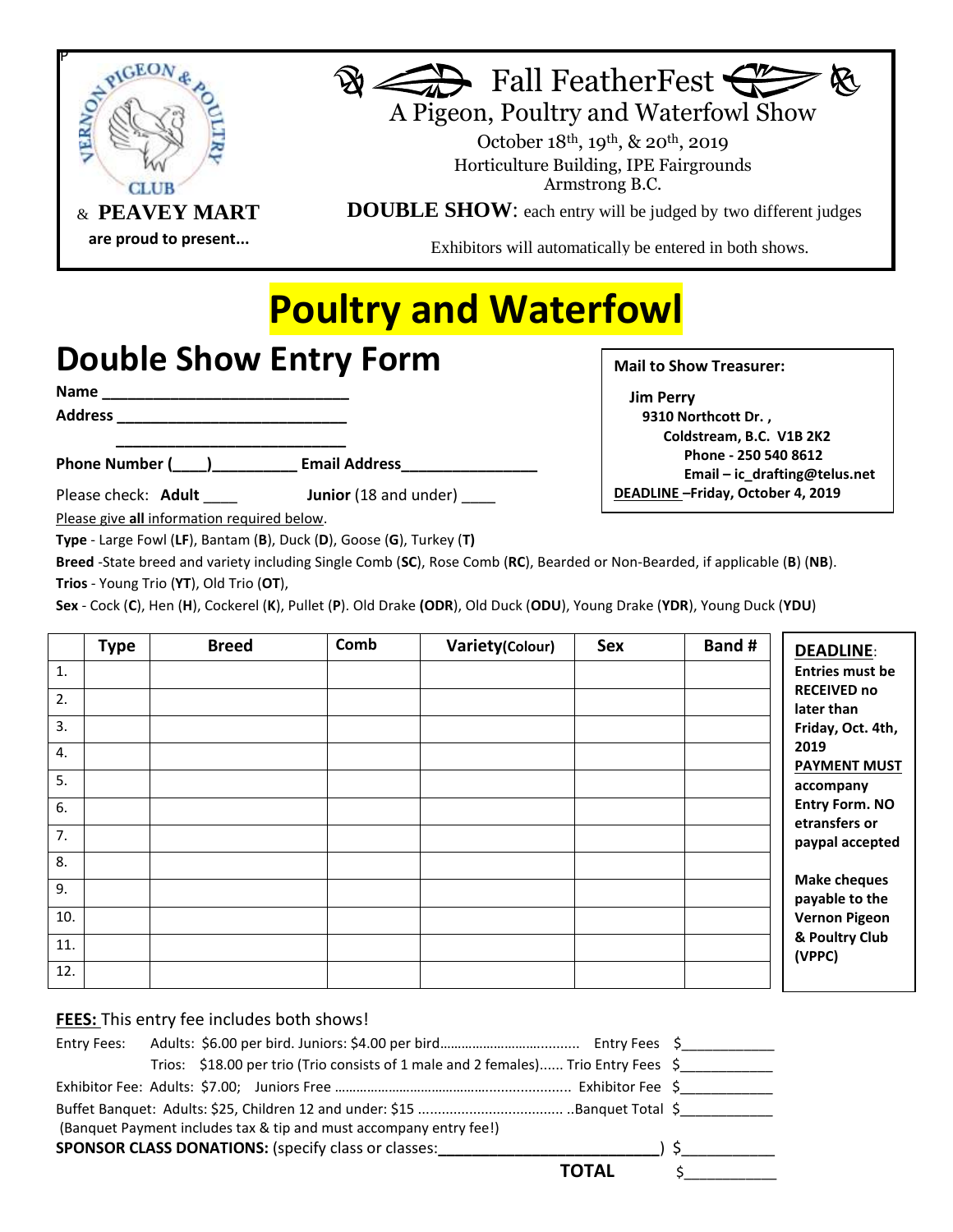VERNON PIGEON & POULTRY CLUB

& **PEAVEY MART**

**are proud to present...**

# Fall FeatherFest

A Pigeon, Poultry and Waterfowl Show

October 18th, 19th, & 20th, 2019

Horticulture Building, IPE Fairgrounds

Armstrong B.C.

**DOUBLE SHOW**: each entry will be judged by two different judges

Exhibitors will automatically be entered in both shows.

# Poultry and Waterfowl

## Double Show Entry Form

**Mail to Show Treasurer:**

**Jim Perry**
**9310 Northcott Dr. ,**
**Coldstream, B.C. V1B 2K2**
**Phone - 250 540 8612**
**Email – ic_drafting@telus.net**
**DEADLINE –Friday, October 4, 2019**

**Name** ___________________________

**Address** __________________________

___________________________

**Phone Number (____)_________ Email Address_______________**

Please check: **Adult** ____ **Junior** (18 and under) ____

Please give **all** information required below.

**Type** - Large Fowl (**LF**), Bantam (**B**), Duck (**D**), Goose (**G**), Turkey (**T**)

**Breed** -State breed and variety including Single Comb (**SC**), Rose Comb (**RC**), Bearded or Non-Bearded, if applicable (**B**) (**NB**).

**Trios** - Young Trio (**YT**), Old Trio (**OT**),

**Sex** - Cock (**C**), Hen (**H**), Cockerel (**K**), Pullet (**P**). Old Drake **(ODR**), Old Duck (**ODU**), Young Drake (**YDR**), Young Duck (**YDU**)

| | Type | Breed | Comb | Variety(Colour) | Sex | Band # |
|---|---|---|---|---|---|---|
| 1. | | | | | | |
| 2. | | | | | | |
| 3. | | | | | | |
| 4. | | | | | | |
| 5. | | | | | | |
| 6. | | | | | | |
| 7. | | | | | | |
| 8. | | | | | | |
| 9. | | | | | | |
| 10. | | | | | | |
| 11. | | | | | | |
| 12. | | | | | | |

**DEADLINE**: **Entries must be RECEIVED no later than Friday, Oct. 4th, 2019**
**PAYMENT MUST accompany Entry Form. NO etransfers or paypal accepted**

**Make cheques payable to the Vernon Pigeon & Poultry Club (VPPC)**

**FEES:** This entry fee includes both shows!

Entry Fees: Adults: $6.00 per bird. Juniors: $4.00 per bird.................................... Entry Fees $___________

Trios: $18.00 per trio (Trio consists of 1 male and 2 females)...... Trio Entry Fees $___________

Exhibitor Fee: Adults: $7.00; Juniors Free ................................................................ Exhibitor Fee $___________

Buffet Banquet: Adults: $25, Children 12 and under: $15 .................................... ..Banquet Total $___________

(Banquet Payment includes tax & tip and must accompany entry fee!)

**SPONSOR CLASS DONATIONS:** (specify class or classes:_________________________) $___________

**TOTAL** $___________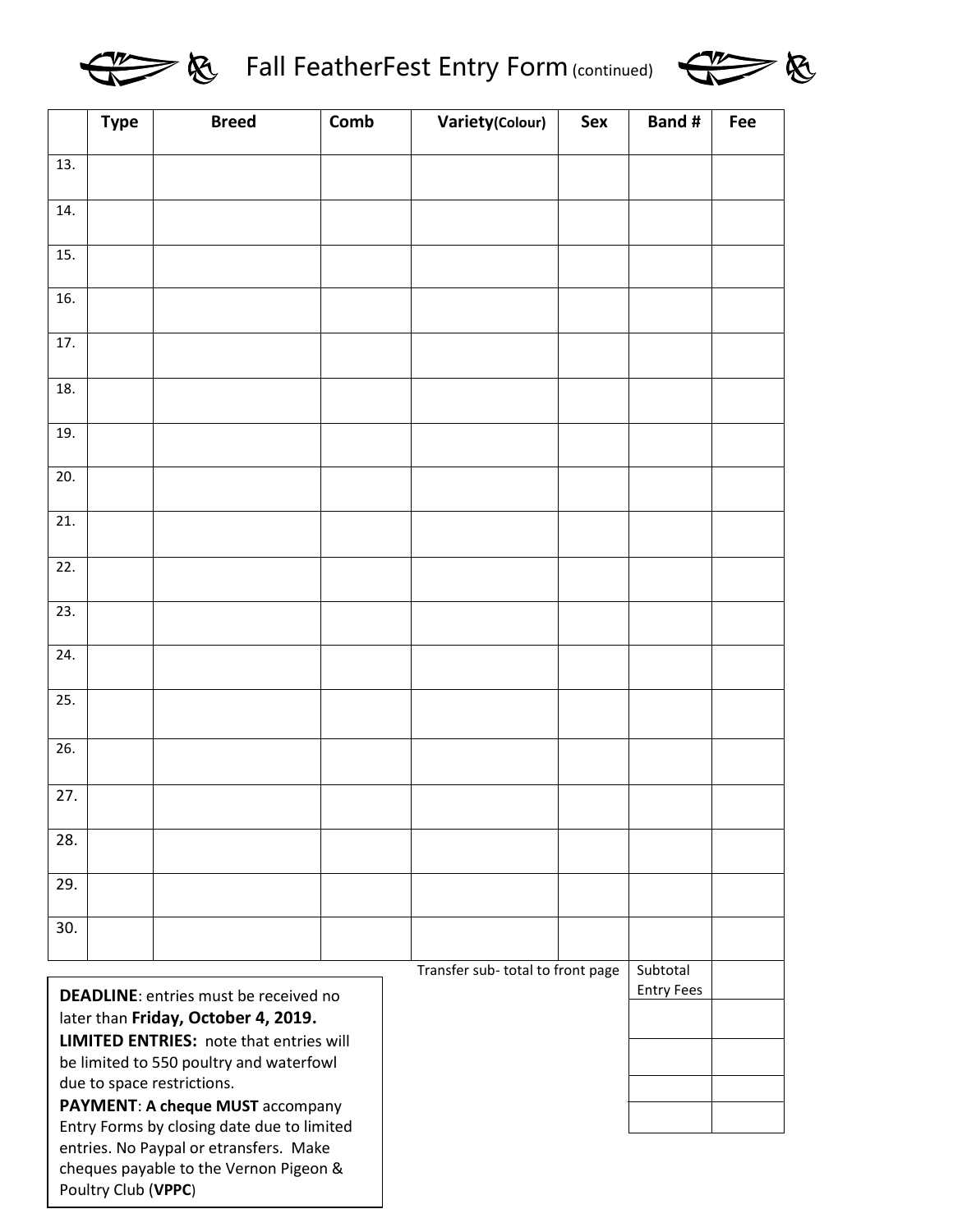# Fall FeatherFest Entry Form (continued)

| | Type | Breed | Comb | Variety(Colour) | Sex | Band # | Fee |
|---|---|---|---|---|---|---|---|
| 13. | | | | | | | |
| 14. | | | | | | | |
| 15. | | | | | | | |
| 16. | | | | | | | |
| 17. | | | | | | | |
| 18. | | | | | | | |
| 19. | | | | | | | |
| 20. | | | | | | | |
| 21. | | | | | | | |
| 22. | | | | | | | |
| 23. | | | | | | | |
| 24. | | | | | | | |
| 25. | | | | | | | |
| 26. | | | | | | | |
| 27. | | | | | | | |
| 28. | | | | | | | |
| 29. | | | | | | | |
| 30. | | | | | | | |

Transfer sub- total to front page

| | |
|---|---|
| Subtotal Entry Fees | |
| | |
| | |
| | |
| | |

**DEADLINE**: entries must be received no later than **Friday, October 4, 2019.**
**LIMITED ENTRIES:** note that entries will be limited to 550 poultry and waterfowl due to space restrictions.
**PAYMENT**: **A cheque MUST** accompany Entry Forms by closing date due to limited entries. No Paypal or etransfers. Make cheques payable to the Vernon Pigeon & Poultry Club (**VPPC**)